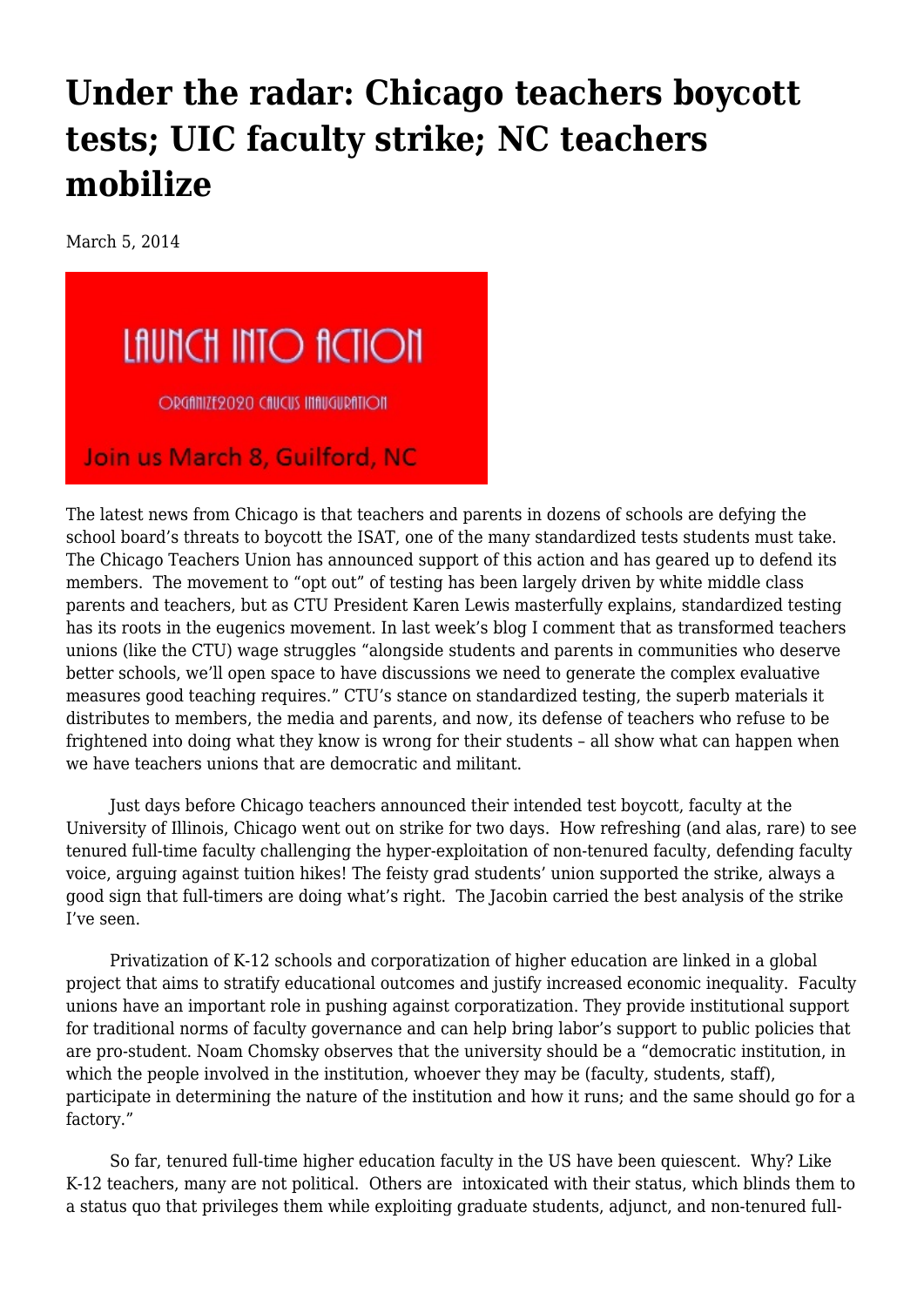# Under the radar: Chicago teachers boycott tests; UIC faculty strike; NC teachers mobilize

March 5, 2014

The latest news from Chicago is that teachers and parents in dozens of schools are defying the school board's threats to boycott the ISAT, one of the many standardized tests students must take. The Chicago Teachers Union has announced support of this action and has geared up to defend its members. The movement to "opt out" of testing has been largely driven by white middle class parents and teachers, but as CTU President Karen Lewis masterfully explains, standardized testing has its roots in the eugenics movement. In last week's blog I comment that as transformed teachers unions (like the CTU) wage struggles "alongside students and parents in communities who deserve better schools, we'll open space to have discussions we need to generate the complex evaluative measures good teaching requires." CTU's stance on standardized testing, the superb materials it distributes to members, the media and parents, and now, its defense of teachers who refuse to be frightened into doing what they know is wrong for their students – all show what can happen when we have teachers unions that are democratic and militant.

Just days before Chicago teachers announced their intended test boycott, faculty at the University of Illinois, Chicago went out on strike for two days. How refreshing (and alas, rare) to see tenured full-time faculty challenging the hyper-exploitation of non-tenured faculty, defending faculty voice, arguing against tuition hikes! The feisty grad students' union supported the strike, always a good sign that full-timers are doing what's right. The Jacobin carried the best analysis of the strike I've seen.

Privatization of K-12 schools and corporatization of higher education are linked in a global project that aims to stratify educational outcomes and justify increased economic inequality. Faculty unions have an important role in pushing against corporatization. They provide institutional support for traditional norms of faculty governance and can help bring labor's support to public policies that are pro-student. Noam Chomsky observes that the university should be a "democratic institution, in which the people involved in the institution, whoever they may be (faculty, students, staff), participate in determining the nature of the institution and how it runs; and the same should go for a factory."

So far, tenured full-time higher education faculty in the US have been quiescent. Why? Like K-12 teachers, many are not political. Others are intoxicated with their status, which blinds them to a status quo that privileges them while exploiting graduate students, adjunct, and non-tenured full-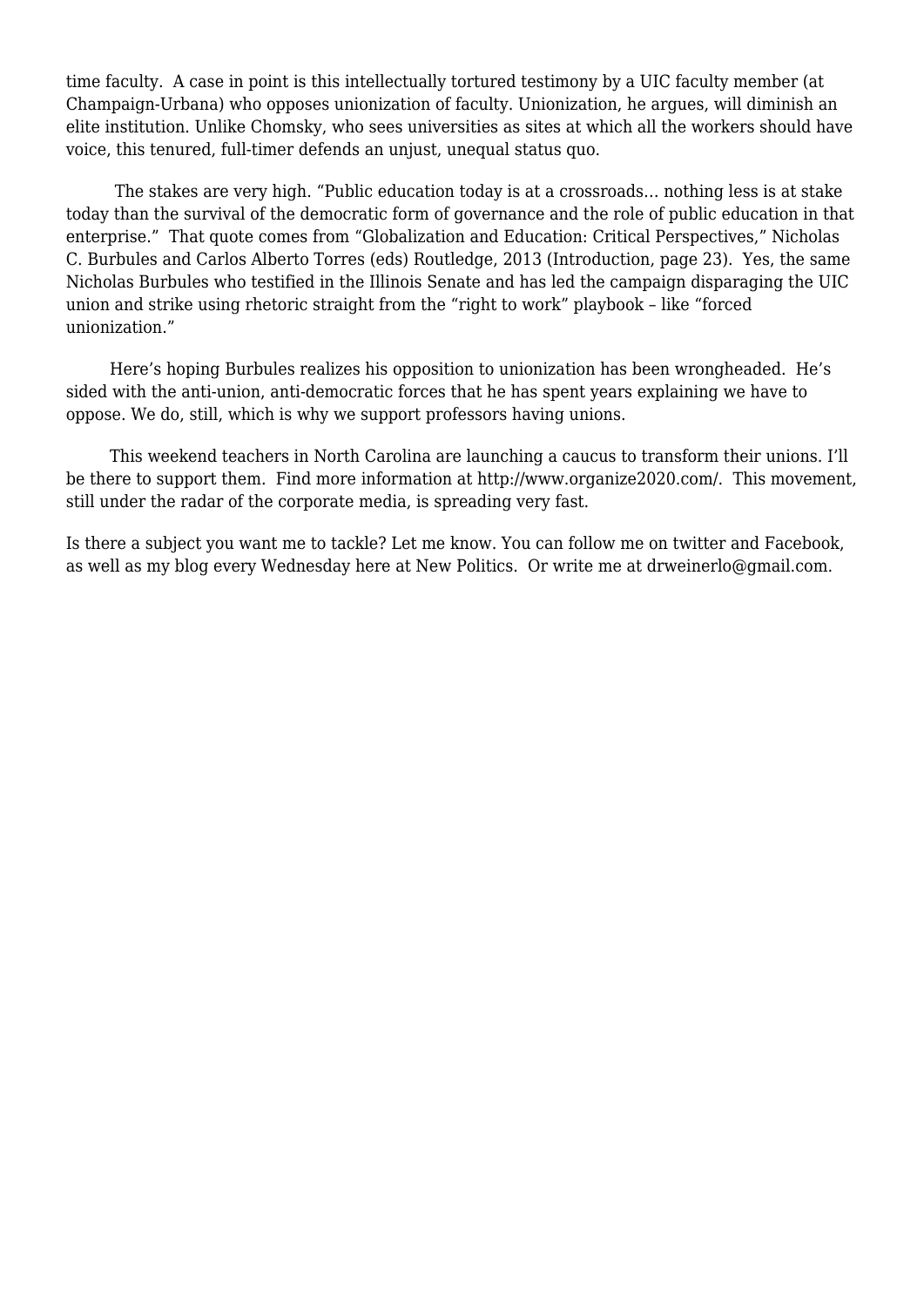time faculty. A case in point is this intellectually tortured testimony by a UIC faculty member (at Champaign-Urbana) who opposes unionization of faculty. Unionization, he argues, will diminish an elite institution. Unlike Chomsky, who sees universities as sites at which all the workers should have voice, this tenured, full-timer defends an unjust, unequal status quo.

The stakes are very high. "Public education today is at a crossroads… nothing less is at stake today than the survival of the democratic form of governance and the role of public education in that enterprise." That quote comes from "Globalization and Education: Critical Perspectives," Nicholas C. Burbules and Carlos Alberto Torres (eds) Routledge, 2013 (Introduction, page 23). Yes, the same Nicholas Burbules who testified in the Illinois Senate and has led the campaign disparaging the UIC union and strike using rhetoric straight from the "right to work" playbook – like "forced unionization."

Here's hoping Burbules realizes his opposition to unionization has been wrongheaded. He's sided with the anti-union, anti-democratic forces that he has spent years explaining we have to oppose. We do, still, which is why we support professors having unions.

This weekend teachers in North Carolina are launching a caucus to transform their unions. I'll be there to support them. Find more information at http://www.organize2020.com/. This movement, still under the radar of the corporate media, is spreading very fast.

Is there a subject you want me to tackle? Let me know. You can follow me on twitter and Facebook, as well as my blog every Wednesday here at New Politics. Or write me at drweinerlo@gmail.com.